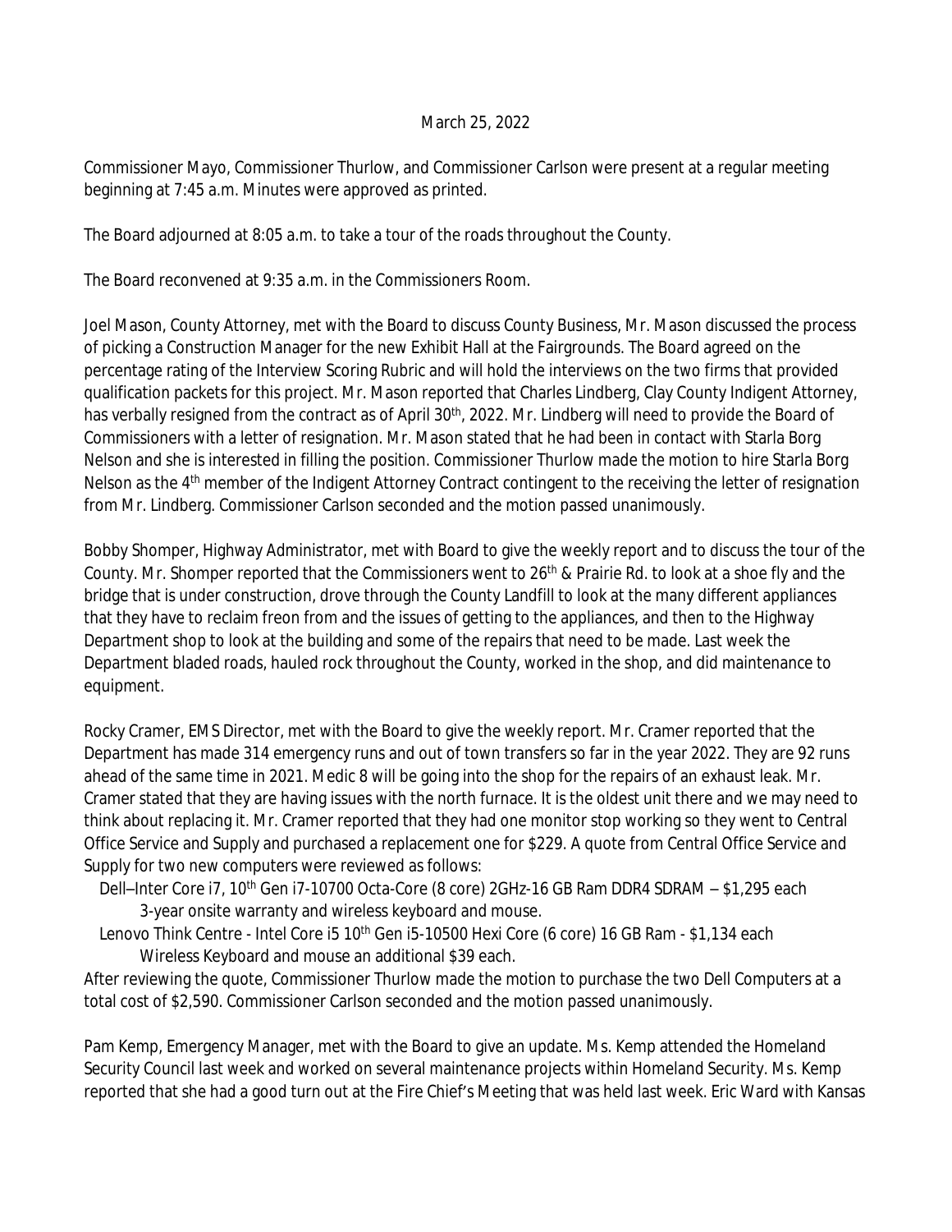March 25, 2022

Commissioner Mayo, Commissioner Thurlow, and Commissioner Carlson were present at a regular meeting beginning at 7:45 a.m. Minutes were approved as printed.

The Board adjourned at 8:05 a.m. to take a tour of the roads throughout the County.

The Board reconvened at 9:35 a.m. in the Commissioners Room.

Joel Mason, County Attorney, met with the Board to discuss County Business, Mr. Mason discussed the process of picking a Construction Manager for the new Exhibit Hall at the Fairgrounds. The Board agreed on the percentage rating of the Interview Scoring Rubric and will hold the interviews on the two firms that provided qualification packets for this project. Mr. Mason reported that Charles Lindberg, Clay County Indigent Attorney, has verbally resigned from the contract as of April 30th, 2022. Mr. Lindberg will need to provide the Board of Commissioners with a letter of resignation. Mr. Mason stated that he had been in contact with Starla Borg Nelson and she is interested in filling the position. Commissioner Thurlow made the motion to hire Starla Borg Nelson as the 4th member of the Indigent Attorney Contract contingent to the receiving the letter of resignation from Mr. Lindberg. Commissioner Carlson seconded and the motion passed unanimously.

Bobby Shomper, Highway Administrator, met with Board to give the weekly report and to discuss the tour of the County. Mr. Shomper reported that the Commissioners went to 26th & Prairie Rd. to look at a shoe fly and the bridge that is under construction, drove through the County Landfill to look at the many different appliances that they have to reclaim freon from and the issues of getting to the appliances, and then to the Highway Department shop to look at the building and some of the repairs that need to be made. Last week the Department bladed roads, hauled rock throughout the County, worked in the shop, and did maintenance to equipment.

Rocky Cramer, EMS Director, met with the Board to give the weekly report. Mr. Cramer reported that the Department has made 314 emergency runs and out of town transfers so far in the year 2022. They are 92 runs ahead of the same time in 2021. Medic 8 will be going into the shop for the repairs of an exhaust leak. Mr. Cramer stated that they are having issues with the north furnace. It is the oldest unit there and we may need to think about replacing it. Mr. Cramer reported that they had one monitor stop working so they went to Central Office Service and Supply and purchased a replacement one for $229. A quote from Central Office Service and Supply for two new computers were reviewed as follows:

Dell–Inter Core i7, 10th Gen i7-10700 Octa-Core (8 core) 2GHz-16 GB Ram DDR4 SDRAM – $1,295 each
3-year onsite warranty and wireless keyboard and mouse.

Lenovo Think Centre - Intel Core i5 10th Gen i5-10500 Hexi Core (6 core) 16 GB Ram - $1,134 each
Wireless Keyboard and mouse an additional $39 each.

After reviewing the quote, Commissioner Thurlow made the motion to purchase the two Dell Computers at a total cost of $2,590. Commissioner Carlson seconded and the motion passed unanimously.

Pam Kemp, Emergency Manager, met with the Board to give an update. Ms. Kemp attended the Homeland Security Council last week and worked on several maintenance projects within Homeland Security. Ms. Kemp reported that she had a good turn out at the Fire Chief's Meeting that was held last week. Eric Ward with Kansas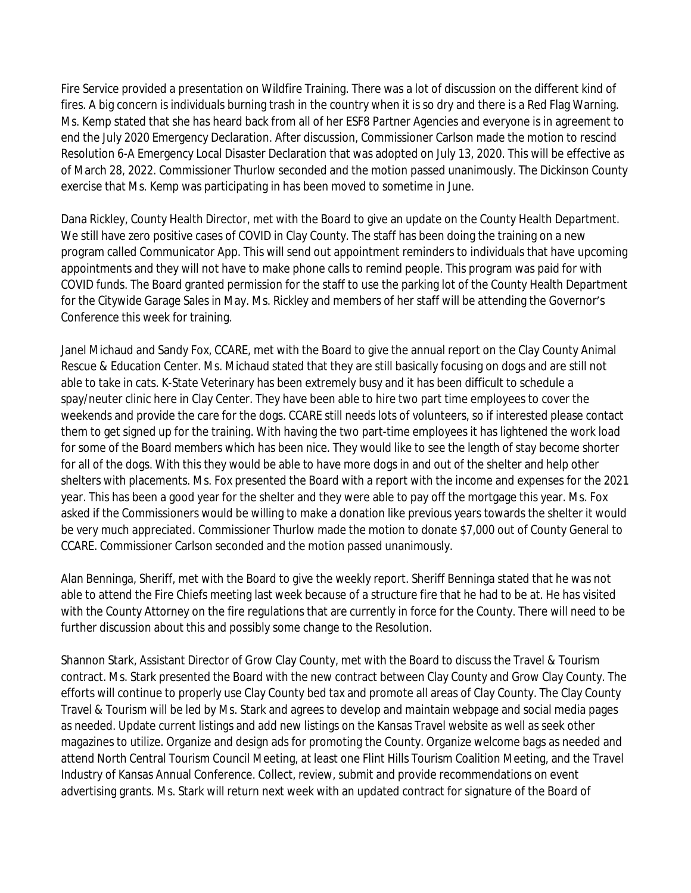Fire Service provided a presentation on Wildfire Training. There was a lot of discussion on the different kind of fires. A big concern is individuals burning trash in the country when it is so dry and there is a Red Flag Warning. Ms. Kemp stated that she has heard back from all of her ESF8 Partner Agencies and everyone is in agreement to end the July 2020 Emergency Declaration. After discussion, Commissioner Carlson made the motion to rescind Resolution 6-A Emergency Local Disaster Declaration that was adopted on July 13, 2020. This will be effective as of March 28, 2022. Commissioner Thurlow seconded and the motion passed unanimously. The Dickinson County exercise that Ms. Kemp was participating in has been moved to sometime in June.

Dana Rickley, County Health Director, met with the Board to give an update on the County Health Department. We still have zero positive cases of COVID in Clay County. The staff has been doing the training on a new program called Communicator App. This will send out appointment reminders to individuals that have upcoming appointments and they will not have to make phone calls to remind people. This program was paid for with COVID funds. The Board granted permission for the staff to use the parking lot of the County Health Department for the Citywide Garage Sales in May. Ms. Rickley and members of her staff will be attending the Governor's Conference this week for training.

Janel Michaud and Sandy Fox, CCARE, met with the Board to give the annual report on the Clay County Animal Rescue & Education Center. Ms. Michaud stated that they are still basically focusing on dogs and are still not able to take in cats. K-State Veterinary has been extremely busy and it has been difficult to schedule a spay/neuter clinic here in Clay Center. They have been able to hire two part time employees to cover the weekends and provide the care for the dogs. CCARE still needs lots of volunteers, so if interested please contact them to get signed up for the training. With having the two part-time employees it has lightened the work load for some of the Board members which has been nice. They would like to see the length of stay become shorter for all of the dogs. With this they would be able to have more dogs in and out of the shelter and help other shelters with placements. Ms. Fox presented the Board with a report with the income and expenses for the 2021 year. This has been a good year for the shelter and they were able to pay off the mortgage this year. Ms. Fox asked if the Commissioners would be willing to make a donation like previous years towards the shelter it would be very much appreciated. Commissioner Thurlow made the motion to donate $7,000 out of County General to CCARE. Commissioner Carlson seconded and the motion passed unanimously.

Alan Benninga, Sheriff, met with the Board to give the weekly report. Sheriff Benninga stated that he was not able to attend the Fire Chiefs meeting last week because of a structure fire that he had to be at. He has visited with the County Attorney on the fire regulations that are currently in force for the County. There will need to be further discussion about this and possibly some change to the Resolution.

Shannon Stark, Assistant Director of Grow Clay County, met with the Board to discuss the Travel & Tourism contract. Ms. Stark presented the Board with the new contract between Clay County and Grow Clay County. The efforts will continue to properly use Clay County bed tax and promote all areas of Clay County. The Clay County Travel & Tourism will be led by Ms. Stark and agrees to develop and maintain webpage and social media pages as needed. Update current listings and add new listings on the Kansas Travel website as well as seek other magazines to utilize. Organize and design ads for promoting the County. Organize welcome bags as needed and attend North Central Tourism Council Meeting, at least one Flint Hills Tourism Coalition Meeting, and the Travel Industry of Kansas Annual Conference. Collect, review, submit and provide recommendations on event advertising grants. Ms. Stark will return next week with an updated contract for signature of the Board of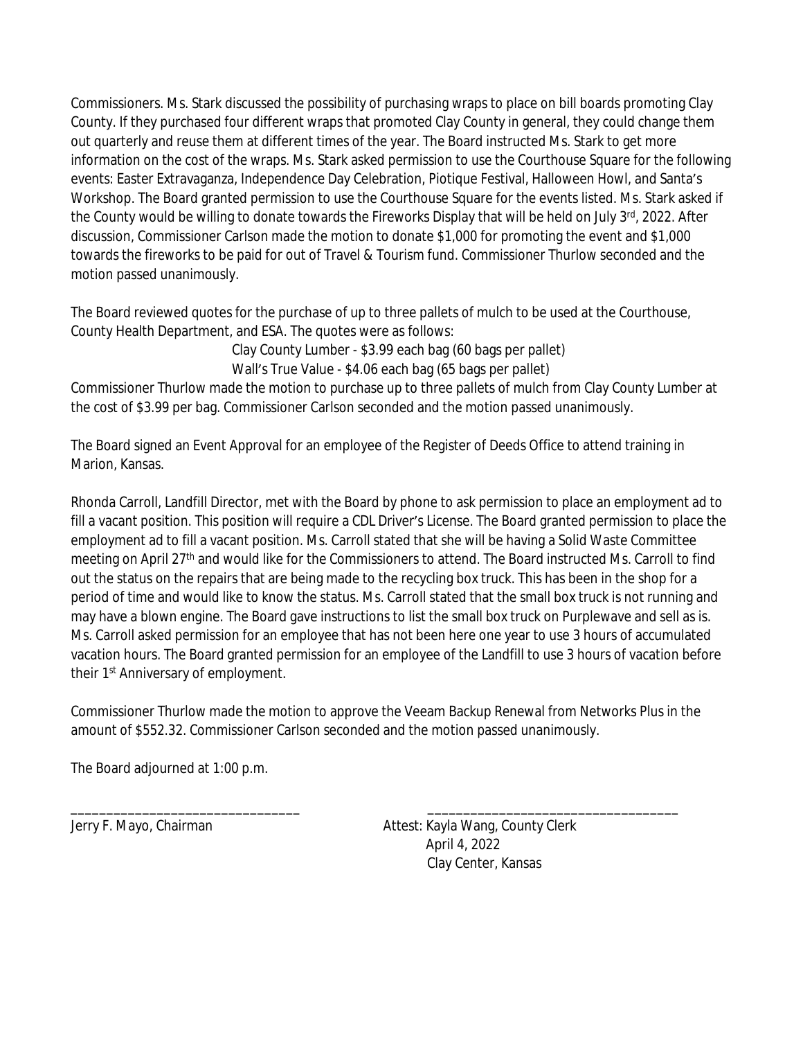Commissioners. Ms. Stark discussed the possibility of purchasing wraps to place on bill boards promoting Clay County. If they purchased four different wraps that promoted Clay County in general, they could change them out quarterly and reuse them at different times of the year. The Board instructed Ms. Stark to get more information on the cost of the wraps. Ms. Stark asked permission to use the Courthouse Square for the following events: Easter Extravaganza, Independence Day Celebration, Piotique Festival, Halloween Howl, and Santa's Workshop. The Board granted permission to use the Courthouse Square for the events listed. Ms. Stark asked if the County would be willing to donate towards the Fireworks Display that will be held on July 3rd, 2022. After discussion, Commissioner Carlson made the motion to donate $1,000 for promoting the event and $1,000 towards the fireworks to be paid for out of Travel & Tourism fund. Commissioner Thurlow seconded and the motion passed unanimously.

The Board reviewed quotes for the purchase of up to three pallets of mulch to be used at the Courthouse, County Health Department, and ESA. The quotes were as follows:

Clay County Lumber - $3.99 each bag (60 bags per pallet)
Wall's True Value - $4.06 each bag (65 bags per pallet)

Commissioner Thurlow made the motion to purchase up to three pallets of mulch from Clay County Lumber at the cost of $3.99 per bag. Commissioner Carlson seconded and the motion passed unanimously.

The Board signed an Event Approval for an employee of the Register of Deeds Office to attend training in Marion, Kansas.

Rhonda Carroll, Landfill Director, met with the Board by phone to ask permission to place an employment ad to fill a vacant position. This position will require a CDL Driver's License. The Board granted permission to place the employment ad to fill a vacant position. Ms. Carroll stated that she will be having a Solid Waste Committee meeting on April 27th and would like for the Commissioners to attend. The Board instructed Ms. Carroll to find out the status on the repairs that are being made to the recycling box truck. This has been in the shop for a period of time and would like to know the status. Ms. Carroll stated that the small box truck is not running and may have a blown engine. The Board gave instructions to list the small box truck on Purplewave and sell as is. Ms. Carroll asked permission for an employee that has not been here one year to use 3 hours of accumulated vacation hours. The Board granted permission for an employee of the Landfill to use 3 hours of vacation before their 1st Anniversary of employment.

Commissioner Thurlow made the motion to approve the Veeam Backup Renewal from Networks Plus in the amount of $552.32. Commissioner Carlson seconded and the motion passed unanimously.

The Board adjourned at 1:00 p.m.

_______________________________ 
Jerry F. Mayo, Chairman

_________________________________
Attest: Kayla Wang, County Clerk
April 4, 2022
Clay Center, Kansas